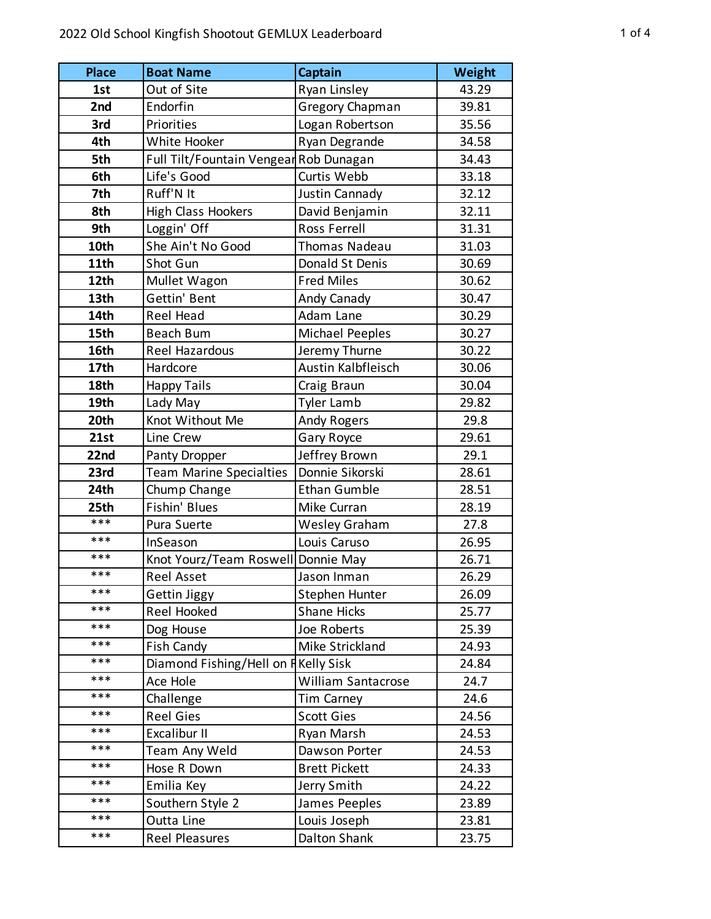# 2022 Old School Kingfish Shootout GEMLUX Leaderboard

| Place | Boat Name | Captain | Weight |
|---|---|---|---|
| 1st | Out of Site | Ryan Linsley | 43.29 |
| 2nd | Endorfin | Gregory Chapman | 39.81 |
| 3rd | Priorities | Logan Robertson | 35.56 |
| 4th | White Hooker | Ryan Degrande | 34.58 |
| 5th | Full Tilt/Fountain Vengear | Rob Dunagan | 34.43 |
| 6th | Life's Good | Curtis Webb | 33.18 |
| 7th | Ruff'N It | Justin Cannady | 32.12 |
| 8th | High Class Hookers | David Benjamin | 32.11 |
| 9th | Loggin' Off | Ross Ferrell | 31.31 |
| 10th | She Ain't No Good | Thomas Nadeau | 31.03 |
| 11th | Shot Gun | Donald St Denis | 30.69 |
| 12th | Mullet Wagon | Fred Miles | 30.62 |
| 13th | Gettin' Bent | Andy Canady | 30.47 |
| 14th | Reel Head | Adam Lane | 30.29 |
| 15th | Beach Bum | Michael Peeples | 30.27 |
| 16th | Reel Hazardous | Jeremy Thurne | 30.22 |
| 17th | Hardcore | Austin Kalbfleisch | 30.06 |
| 18th | Happy Tails | Craig Braun | 30.04 |
| 19th | Lady May | Tyler Lamb | 29.82 |
| 20th | Knot Without Me | Andy Rogers | 29.8 |
| 21st | Line Crew | Gary Royce | 29.61 |
| 22nd | Panty Dropper | Jeffrey Brown | 29.1 |
| 23rd | Team Marine Specialties | Donnie Sikorski | 28.61 |
| 24th | Chump Change | Ethan Gumble | 28.51 |
| 25th | Fishin' Blues | Mike Curran | 28.19 |
| *** | Pura Suerte | Wesley Graham | 27.8 |
| *** | InSeason | Louis Caruso | 26.95 |
| *** | Knot Yourz/Team Roswell | Donnie May | 26.71 |
| *** | Reel Asset | Jason Inman | 26.29 |
| *** | Gettin Jiggy | Stephen Hunter | 26.09 |
| *** | Reel Hooked | Shane Hicks | 25.77 |
| *** | Dog House | Joe Roberts | 25.39 |
| *** | Fish Candy | Mike Strickland | 24.93 |
| *** | Diamond Fishing/Hell on F | Kelly Sisk | 24.84 |
| *** | Ace Hole | William Santacrose | 24.7 |
| *** | Challenge | Tim Carney | 24.6 |
| *** | Reel Gies | Scott Gies | 24.56 |
| *** | Excalibur II | Ryan Marsh | 24.53 |
| *** | Team Any Weld | Dawson Porter | 24.53 |
| *** | Hose R Down | Brett Pickett | 24.33 |
| *** | Emilia Key | Jerry Smith | 24.22 |
| *** | Southern Style 2 | James Peeples | 23.89 |
| *** | Outta Line | Louis Joseph | 23.81 |
| *** | Reel Pleasures | Dalton Shank | 23.75 |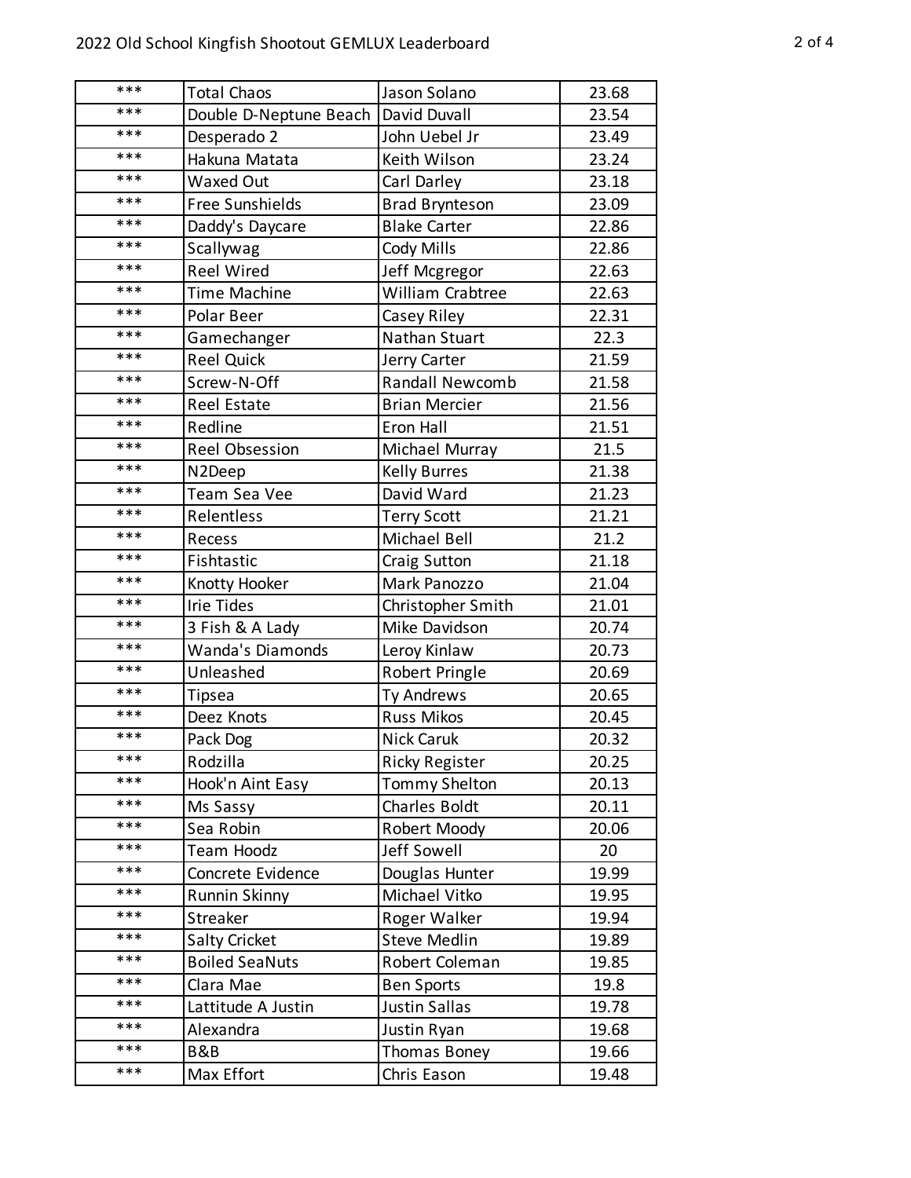| | | | |
|---|---|---|---|
| *** | Total Chaos | Jason Solano | 23.68 |
| *** | Double D-Neptune Beach | David Duvall | 23.54 |
| *** | Desperado 2 | John Uebel Jr | 23.49 |
| *** | Hakuna Matata | Keith Wilson | 23.24 |
| *** | Waxed Out | Carl Darley | 23.18 |
| *** | Free Sunshields | Brad Brynteson | 23.09 |
| *** | Daddy's Daycare | Blake Carter | 22.86 |
| *** | Scallywag | Cody Mills | 22.86 |
| *** | Reel Wired | Jeff Mcgregor | 22.63 |
| *** | Time Machine | William Crabtree | 22.63 |
| *** | Polar Beer | Casey Riley | 22.31 |
| *** | Gamechanger | Nathan Stuart | 22.3 |
| *** | Reel Quick | Jerry Carter | 21.59 |
| *** | Screw-N-Off | Randall Newcomb | 21.58 |
| *** | Reel Estate | Brian Mercier | 21.56 |
| *** | Redline | Eron Hall | 21.51 |
| *** | Reel Obsession | Michael Murray | 21.5 |
| *** | N2Deep | Kelly Burres | 21.38 |
| *** | Team Sea Vee | David Ward | 21.23 |
| *** | Relentless | Terry Scott | 21.21 |
| *** | Recess | Michael Bell | 21.2 |
| *** | Fishtastic | Craig Sutton | 21.18 |
| *** | Knotty Hooker | Mark Panozzo | 21.04 |
| *** | Irie Tides | Christopher Smith | 21.01 |
| *** | 3 Fish & A Lady | Mike Davidson | 20.74 |
| *** | Wanda's Diamonds | Leroy Kinlaw | 20.73 |
| *** | Unleashed | Robert Pringle | 20.69 |
| *** | Tipsea | Ty Andrews | 20.65 |
| *** | Deez Knots | Russ Mikos | 20.45 |
| *** | Pack Dog | Nick Caruk | 20.32 |
| *** | Rodzilla | Ricky Register | 20.25 |
| *** | Hook'n Aint Easy | Tommy Shelton | 20.13 |
| *** | Ms Sassy | Charles Boldt | 20.11 |
| *** | Sea Robin | Robert Moody | 20.06 |
| *** | Team Hoodz | Jeff Sowell | 20 |
| *** | Concrete Evidence | Douglas Hunter | 19.99 |
| *** | Runnin Skinny | Michael Vitko | 19.95 |
| *** | Streaker | Roger Walker | 19.94 |
| *** | Salty Cricket | Steve Medlin | 19.89 |
| *** | Boiled SeaNuts | Robert Coleman | 19.85 |
| *** | Clara Mae | Ben Sports | 19.8 |
| *** | Lattitude A Justin | Justin Sallas | 19.78 |
| *** | Alexandra | Justin Ryan | 19.68 |
| *** | B&B | Thomas Boney | 19.66 |
| *** | Max Effort | Chris Eason | 19.48 |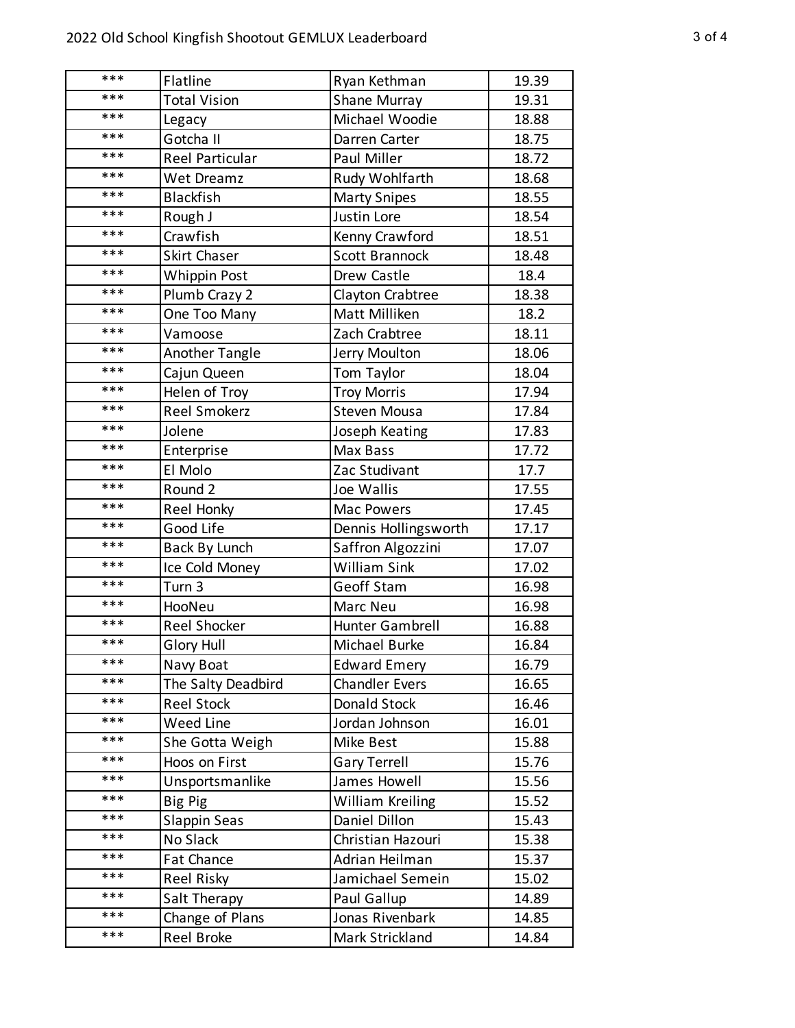| | | | |
|---|---|---|---|
| *** | Flatline | Ryan Kethman | 19.39 |
| *** | Total Vision | Shane Murray | 19.31 |
| *** | Legacy | Michael Woodie | 18.88 |
| *** | Gotcha II | Darren Carter | 18.75 |
| *** | Reel Particular | Paul Miller | 18.72 |
| *** | Wet Dreamz | Rudy Wohlfarth | 18.68 |
| *** | Blackfish | Marty Snipes | 18.55 |
| *** | Rough J | Justin Lore | 18.54 |
| *** | Crawfish | Kenny Crawford | 18.51 |
| *** | Skirt Chaser | Scott Brannock | 18.48 |
| *** | Whippin Post | Drew Castle | 18.4 |
| *** | Plumb Crazy 2 | Clayton Crabtree | 18.38 |
| *** | One Too Many | Matt Milliken | 18.2 |
| *** | Vamoose | Zach Crabtree | 18.11 |
| *** | Another Tangle | Jerry Moulton | 18.06 |
| *** | Cajun Queen | Tom Taylor | 18.04 |
| *** | Helen of Troy | Troy Morris | 17.94 |
| *** | Reel Smokerz | Steven Mousa | 17.84 |
| *** | Jolene | Joseph Keating | 17.83 |
| *** | Enterprise | Max Bass | 17.72 |
| *** | El Molo | Zac Studivant | 17.7 |
| *** | Round 2 | Joe Wallis | 17.55 |
| *** | Reel Honky | Mac Powers | 17.45 |
| *** | Good Life | Dennis Hollingsworth | 17.17 |
| *** | Back By Lunch | Saffron Algozzini | 17.07 |
| *** | Ice Cold Money | William Sink | 17.02 |
| *** | Turn 3 | Geoff Stam | 16.98 |
| *** | HooNeu | Marc Neu | 16.98 |
| *** | Reel Shocker | Hunter Gambrell | 16.88 |
| *** | Glory Hull | Michael Burke | 16.84 |
| *** | Navy Boat | Edward Emery | 16.79 |
| *** | The Salty Deadbird | Chandler Evers | 16.65 |
| *** | Reel Stock | Donald Stock | 16.46 |
| *** | Weed Line | Jordan Johnson | 16.01 |
| *** | She Gotta Weigh | Mike Best | 15.88 |
| *** | Hoos on First | Gary Terrell | 15.76 |
| *** | Unsportsmanlike | James Howell | 15.56 |
| *** | Big Pig | William Kreiling | 15.52 |
| *** | Slappin Seas | Daniel Dillon | 15.43 |
| *** | No Slack | Christian Hazouri | 15.38 |
| *** | Fat Chance | Adrian Heilman | 15.37 |
| *** | Reel Risky | Jamichael Semein | 15.02 |
| *** | Salt Therapy | Paul Gallup | 14.89 |
| *** | Change of Plans | Jonas Rivenbark | 14.85 |
| *** | Reel Broke | Mark Strickland | 14.84 |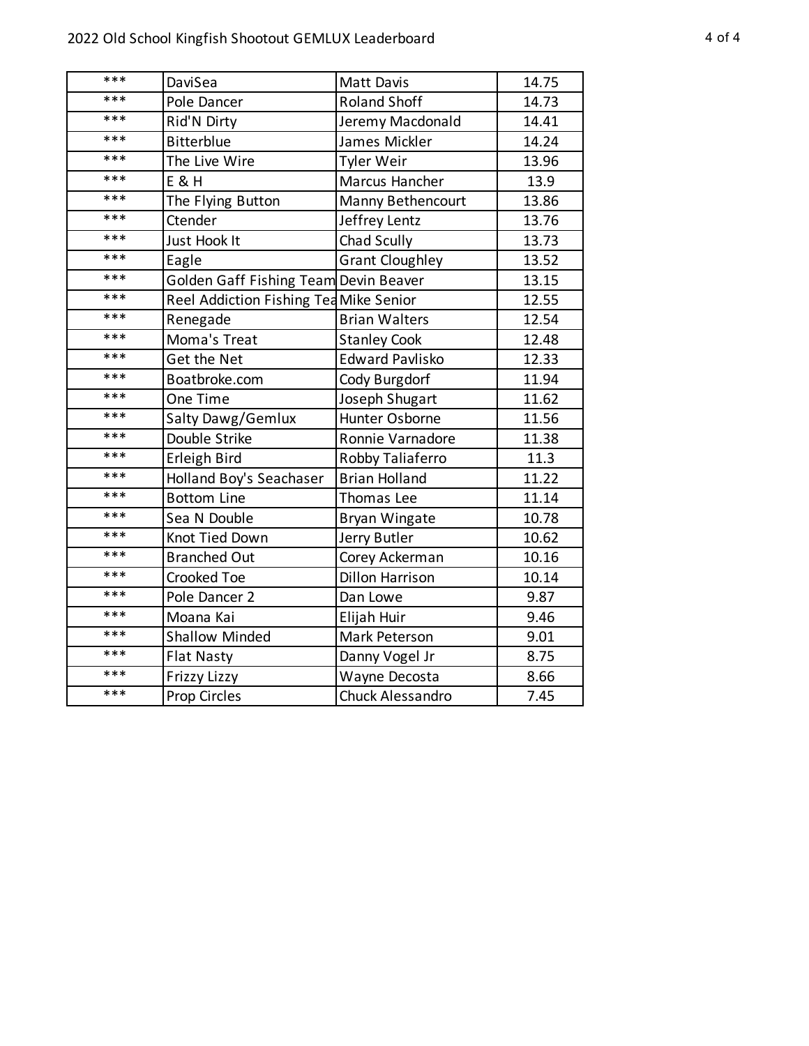| | | | |
|---|---|---|---|
| *** | DaviSea | Matt Davis | 14.75 |
| *** | Pole Dancer | Roland Shoff | 14.73 |
| *** | Rid'N Dirty | Jeremy Macdonald | 14.41 |
| *** | Bitterblue | James Mickler | 14.24 |
| *** | The Live Wire | Tyler Weir | 13.96 |
| *** | E & H | Marcus Hancher | 13.9 |
| *** | The Flying Button | Manny Bethencourt | 13.86 |
| *** | Ctender | Jeffrey Lentz | 13.76 |
| *** | Just Hook It | Chad Scully | 13.73 |
| *** | Eagle | Grant Cloughley | 13.52 |
| *** | Golden Gaff Fishing Team | Devin Beaver | 13.15 |
| *** | Reel Addiction Fishing Tea | Mike Senior | 12.55 |
| *** | Renegade | Brian Walters | 12.54 |
| *** | Moma's Treat | Stanley Cook | 12.48 |
| *** | Get the Net | Edward Pavlisko | 12.33 |
| *** | Boatbroke.com | Cody Burgdorf | 11.94 |
| *** | One Time | Joseph Shugart | 11.62 |
| *** | Salty Dawg/Gemlux | Hunter Osborne | 11.56 |
| *** | Double Strike | Ronnie Varnadore | 11.38 |
| *** | Erleigh Bird | Robby Taliaferro | 11.3 |
| *** | Holland Boy's Seachaser | Brian Holland | 11.22 |
| *** | Bottom Line | Thomas Lee | 11.14 |
| *** | Sea N Double | Bryan Wingate | 10.78 |
| *** | Knot Tied Down | Jerry Butler | 10.62 |
| *** | Branched Out | Corey Ackerman | 10.16 |
| *** | Crooked Toe | Dillon Harrison | 10.14 |
| *** | Pole Dancer 2 | Dan Lowe | 9.87 |
| *** | Moana Kai | Elijah Huir | 9.46 |
| *** | Shallow Minded | Mark Peterson | 9.01 |
| *** | Flat Nasty | Danny Vogel Jr | 8.75 |
| *** | Frizzy Lizzy | Wayne Decosta | 8.66 |
| *** | Prop Circles | Chuck Alessandro | 7.45 |